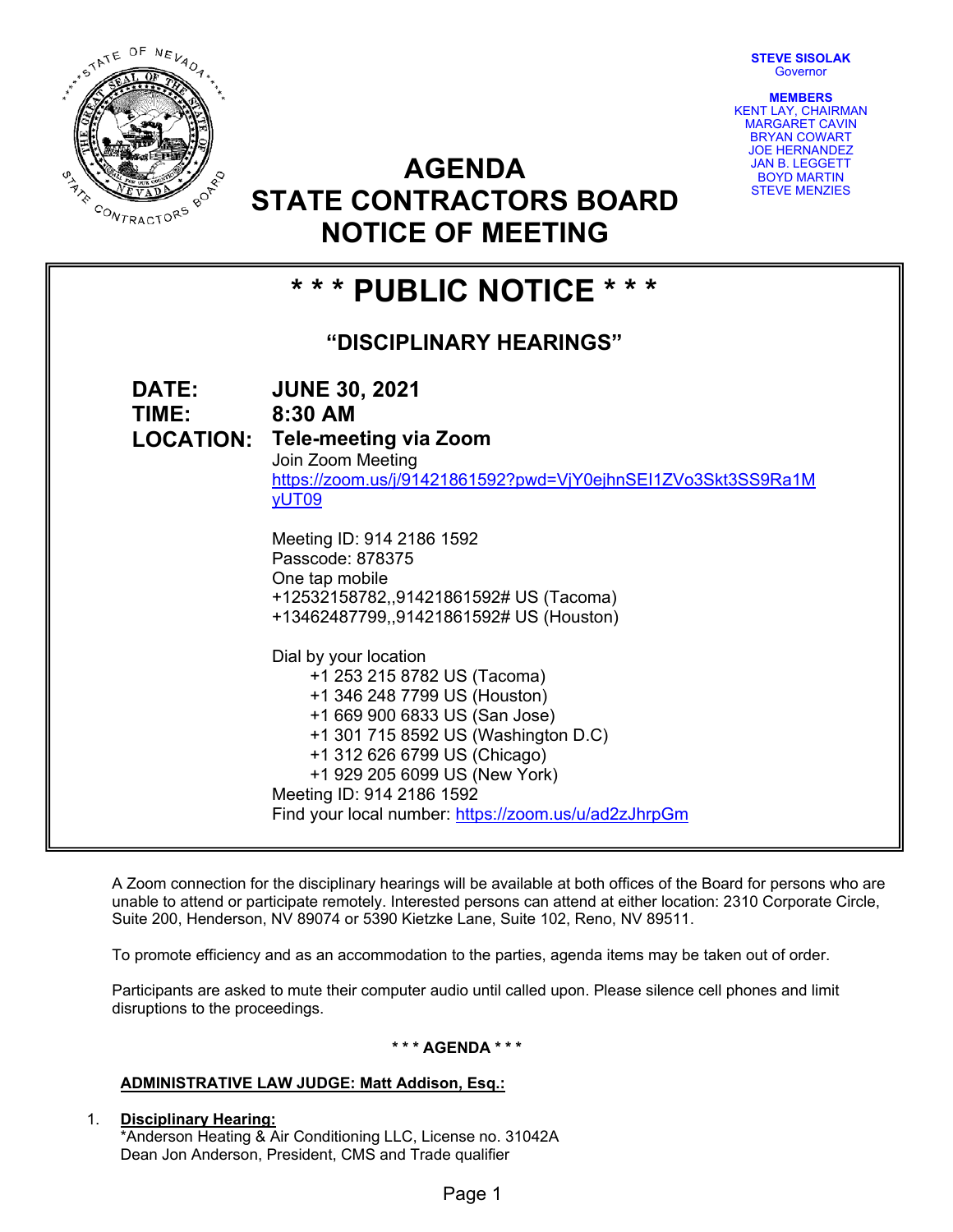**STEVE SISOLAK**
Governor

**MEMBERS**
KENT LAY, CHAIRMAN
MARGARET CAVIN
BRYAN COWART
JOE HERNANDEZ
JAN B. LEGGETT
BOYD MARTIN
STEVE MENZIES

# AGENDA
# STATE CONTRACTORS BOARD
# NOTICE OF MEETING

## * * * PUBLIC NOTICE * * *

### "DISCIPLINARY HEARINGS"

**DATE:** **JUNE 30, 2021**
**TIME:** **8:30 AM**
**LOCATION:** **Tele-meeting via Zoom**

Join Zoom Meeting
https://zoom.us/j/91421861592?pwd=VjY0ejhnSEI1ZVo3Skt3SS9Ra1MyUT09

Meeting ID: 914 2186 1592
Passcode: 878375
One tap mobile
+12532158782,,91421861592# US (Tacoma)
+13462487799,,91421861592# US (Houston)

Dial by your location
+1 253 215 8782 US (Tacoma)
+1 346 248 7799 US (Houston)
+1 669 900 6833 US (San Jose)
+1 301 715 8592 US (Washington D.C)
+1 312 626 6799 US (Chicago)
+1 929 205 6099 US (New York)
Meeting ID: 914 2186 1592
Find your local number: https://zoom.us/u/ad2zJhrpGm

A Zoom connection for the disciplinary hearings will be available at both offices of the Board for persons who are unable to attend or participate remotely. Interested persons can attend at either location: 2310 Corporate Circle, Suite 200, Henderson, NV 89074 or 5390 Kietzke Lane, Suite 102, Reno, NV 89511.

To promote efficiency and as an accommodation to the parties, agenda items may be taken out of order.

Participants are asked to mute their computer audio until called upon. Please silence cell phones and limit disruptions to the proceedings.

**\* \* \* AGENDA \* \* \***

**ADMINISTRATIVE LAW JUDGE: Matt Addison, Esq.:**

1. **Disciplinary Hearing:**
   *Anderson Heating & Air Conditioning LLC, License no. 31042A
   Dean Jon Anderson, President, CMS and Trade qualifier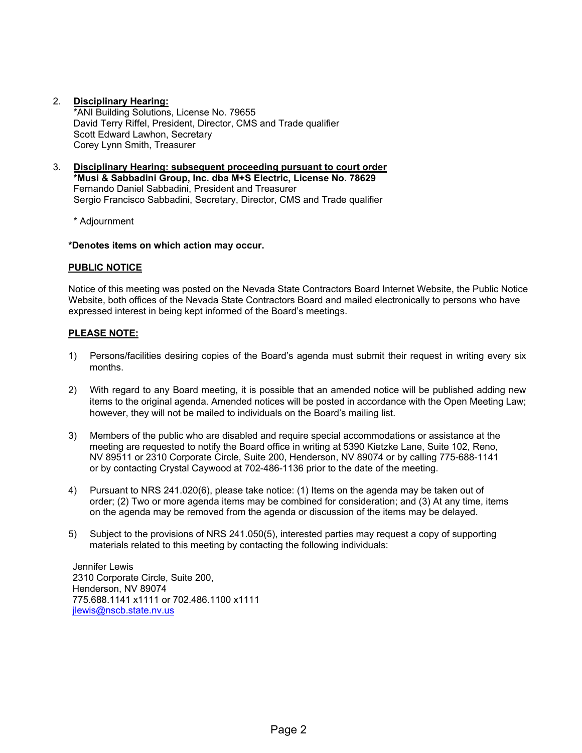2. **Disciplinary Hearing:**
   *ANI Building Solutions, License No. 79655
   David Terry Riffel, President, Director, CMS and Trade qualifier
   Scott Edward Lawhon, Secretary
   Corey Lynn Smith, Treasurer

3. **Disciplinary Hearing: subsequent proceeding pursuant to court order**
   ***Musi & Sabbadini Group, Inc. dba M+S Electric, License No. 78629**
   Fernando Daniel Sabbadini, President and Treasurer
   Sergio Francisco Sabbadini, Secretary, Director, CMS and Trade qualifier

   * Adjournment

**\*Denotes items on which action may occur.**

**PUBLIC NOTICE**

Notice of this meeting was posted on the Nevada State Contractors Board Internet Website, the Public Notice Website, both offices of the Nevada State Contractors Board and mailed electronically to persons who have expressed interest in being kept informed of the Board's meetings.

**PLEASE NOTE:**

1) Persons/facilities desiring copies of the Board's agenda must submit their request in writing every six months.

2) With regard to any Board meeting, it is possible that an amended notice will be published adding new items to the original agenda. Amended notices will be posted in accordance with the Open Meeting Law; however, they will not be mailed to individuals on the Board's mailing list.

3) Members of the public who are disabled and require special accommodations or assistance at the meeting are requested to notify the Board office in writing at 5390 Kietzke Lane, Suite 102, Reno, NV 89511 or 2310 Corporate Circle, Suite 200, Henderson, NV 89074 or by calling 775-688-1141 or by contacting Crystal Caywood at 702-486-1136 prior to the date of the meeting.

4) Pursuant to NRS 241.020(6), please take notice: (1) Items on the agenda may be taken out of order; (2) Two or more agenda items may be combined for consideration; and (3) At any time, items on the agenda may be removed from the agenda or discussion of the items may be delayed.

5) Subject to the provisions of NRS 241.050(5), interested parties may request a copy of supporting materials related to this meeting by contacting the following individuals:

Jennifer Lewis
2310 Corporate Circle, Suite 200,
Henderson, NV 89074
775.688.1141 x1111 or 702.486.1100 x1111
jlewis@nscb.state.nv.us